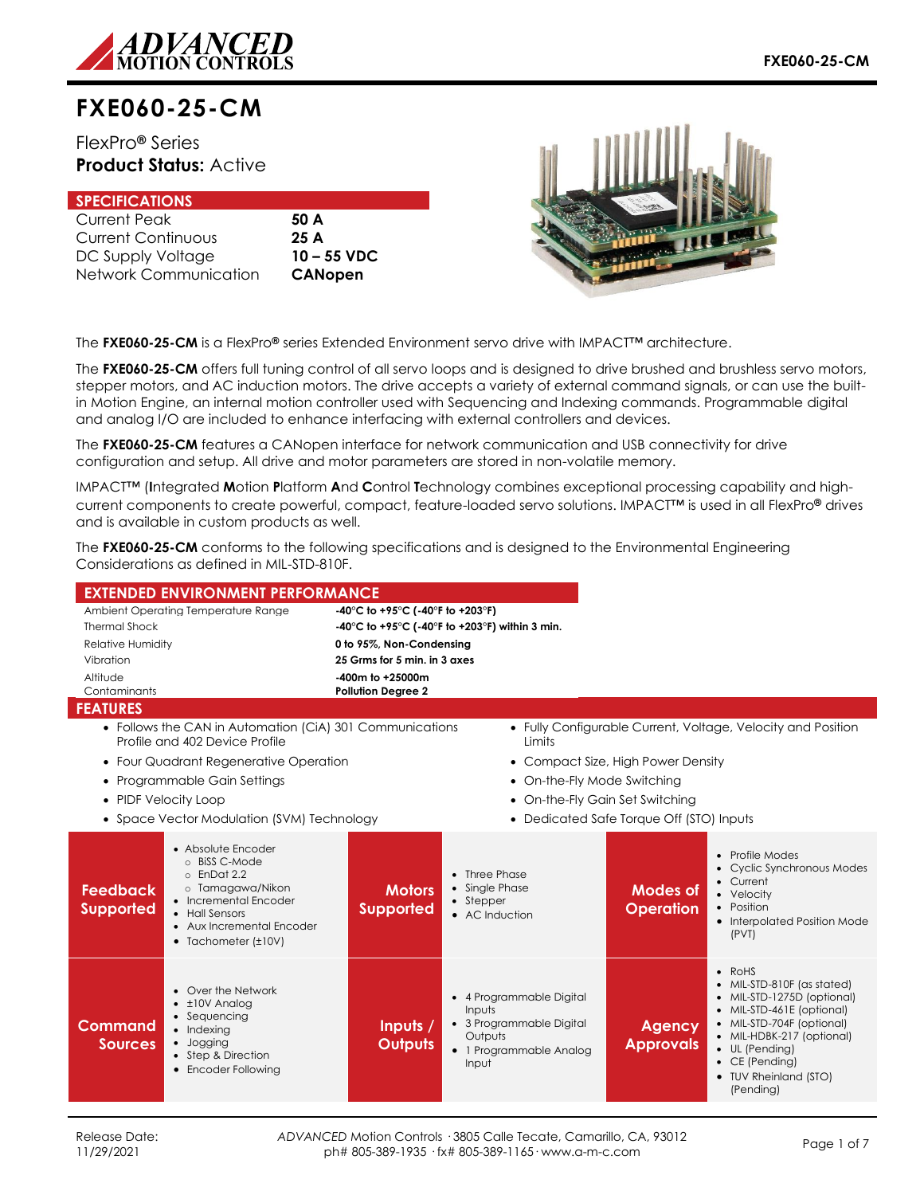# FXE060-25-CM

FlexPro® Series
**Product Status:** Active

## SPECIFICATIONS

| | |
|---|---|
| Current Peak | **50 A** |
| Current Continuous | **25 A** |
| DC Supply Voltage | **10 – 55 VDC** |
| Network Communication | **CANopen** |

The **FXE060-25-CM** is a FlexPro® series Extended Environment servo drive with IMPACT™ architecture.

The **FXE060-25-CM** offers full tuning control of all servo loops and is designed to drive brushed and brushless servo motors, stepper motors, and AC induction motors. The drive accepts a variety of external command signals, or can use the built-in Motion Engine, an internal motion controller used with Sequencing and Indexing commands. Programmable digital and analog I/O are included to enhance interfacing with external controllers and devices.

The **FXE060-25-CM** features a CANopen interface for network communication and USB connectivity for drive configuration and setup. All drive and motor parameters are stored in non-volatile memory.

IMPACT™ (**I**ntegrated **M**otion **P**latform **A**nd **C**ontrol **T**echnology combines exceptional processing capability and high-current components to create powerful, compact, feature-loaded servo solutions. IMPACT™ is used in all FlexPro® drives and is available in custom products as well.

The **FXE060-25-CM** conforms to the following specifications and is designed to the Environmental Engineering Considerations as defined in MIL-STD-810F.

## EXTENDED ENVIRONMENT PERFORMANCE

| | |
|---|---|
| Ambient Operating Temperature Range | **-40°C to +95°C (-40°F to +203°F)** |
| Thermal Shock | **-40°C to +95°C (-40°F to +203°F) within 3 min.** |
| Relative Humidity | **0 to 95%, Non-Condensing** |
| Vibration | **25 Grms for 5 min. in 3 axes** |
| Altitude | **-400m to +25000m** |
| Contaminants | **Pollution Degree 2** |

## FEATURES

- Follows the CAN in Automation (CiA) 301 Communications Profile and 402 Device Profile
- Four Quadrant Regenerative Operation
- Programmable Gain Settings
- PIDF Velocity Loop
- Space Vector Modulation (SVM) Technology
- Fully Configurable Current, Voltage, Velocity and Position Limits
- Compact Size, High Power Density
- On-the-Fly Mode Switching
- On-the-Fly Gain Set Switching
- Dedicated Safe Torque Off (STO) Inputs

### Feedback Supported

- Absolute Encoder
  - BiSS C-Mode
  - EnDat 2.2
  - Tamagawa/Nikon
- Incremental Encoder
- Hall Sensors
- Aux Incremental Encoder
- Tachometer (±10V)

### Motors Supported

- Three Phase
- Single Phase
- Stepper
- AC Induction

### Modes of Operation

- Profile Modes
- Cyclic Synchronous Modes
- Current
- Velocity
- Position
- Interpolated Position Mode (PVT)

### Command Sources

- Over the Network
- ±10V Analog
- Sequencing
- Indexing
- Jogging
- Step & Direction
- Encoder Following

### Inputs / Outputs

- 4 Programmable Digital Inputs
- 3 Programmable Digital Outputs
- 1 Programmable Analog Input

### Agency Approvals

- RoHS
- MIL-STD-810F (as stated)
- MIL-STD-1275D (optional)
- MIL-STD-461E (optional)
- MIL-STD-704F (optional)
- MIL-HDBK-217 (optional)
- UL (Pending)
- CE (Pending)
- TUV Rheinland (STO) (Pending)

Release Date: 11/29/2021

*ADVANCED* Motion Controls · 3805 Calle Tecate, Camarillo, CA, 93012
ph# 805-389-1935 · fx# 805-389-1165 · www.a-m-c.com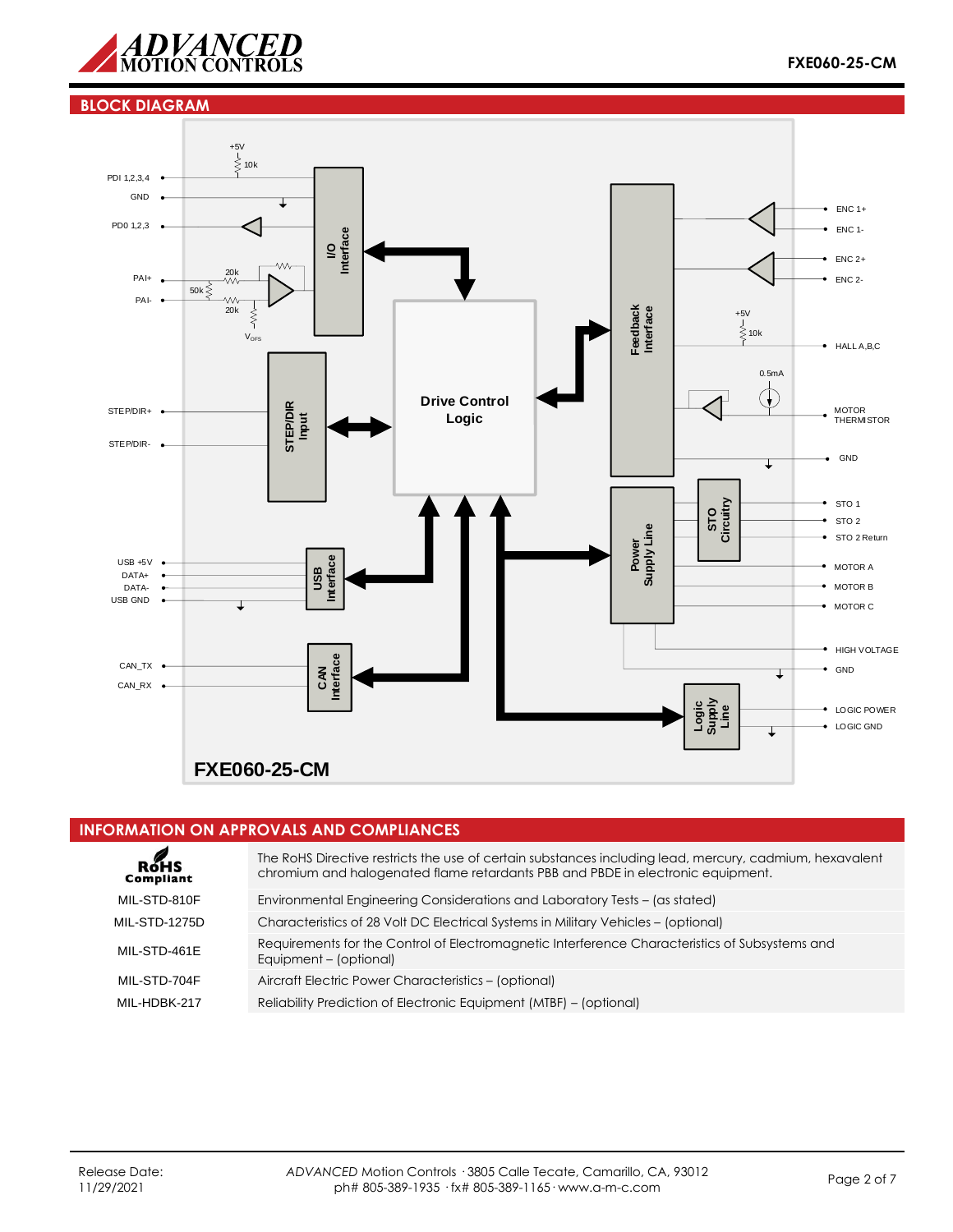## BLOCK DIAGRAM

+5V
10k
PDI 1,2,3,4
GND
PD0 1,2,3
PAI+
PAI-
50k
20k
20k
$V_{OFS}$
I/O Interface
STEP/DIR+
STEP/DIR-
STEP/DIR Input
Drive Control Logic
USB +5V
DATA+
DATA-
USB GND
USB Interface
CAN_TX
CAN_RX
CAN Interface
Feedback Interface
ENC 1+
ENC 1-
ENC 2+
ENC 2-
+5V
10k
HALL A,B,C
0.5mA
MOTOR THERMISTOR
GND
Power Supply Line
STO Circuitry
STO 1
STO 2
STO 2 Return
MOTOR A
MOTOR B
MOTOR C
HIGH VOLTAGE
GND
Logic Supply Line
LOGIC POWER
LOGIC GND

**FXE060-25-CM**

## INFORMATION ON APPROVALS AND COMPLIANCES

| | |
|---|---|
| RoHS Compliant | The RoHS Directive restricts the use of certain substances including lead, mercury, cadmium, hexavalent chromium and halogenated flame retardants PBB and PBDE in electronic equipment. |
| MIL-STD-810F | Environmental Engineering Considerations and Laboratory Tests – (as stated) |
| MIL-STD-1275D | Characteristics of 28 Volt DC Electrical Systems in Military Vehicles – (optional) |
| MIL-STD-461E | Requirements for the Control of Electromagnetic Interference Characteristics of Subsystems and Equipment – (optional) |
| MIL-STD-704F | Aircraft Electric Power Characteristics – (optional) |
| MIL-HDBK-217 | Reliability Prediction of Electronic Equipment (MTBF) – (optional) |

Release Date:
11/29/2021

*ADVANCED* Motion Controls · 3805 Calle Tecate, Camarillo, CA, 93012
ph# 805-389-1935 · fx# 805-389-1165 · www.a-m-c.com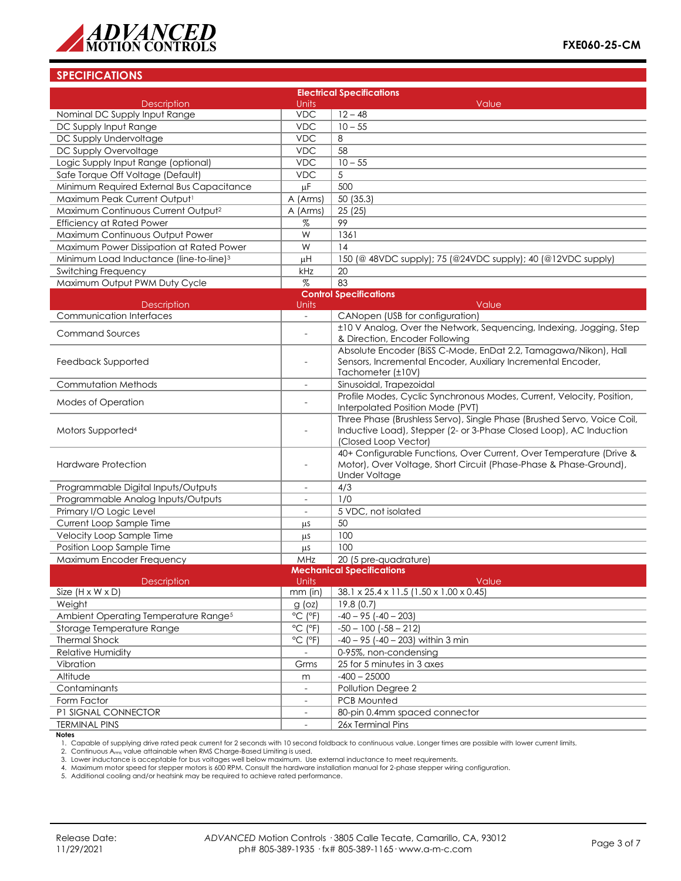## SPECIFICATIONS

| Electrical Specifications | | |
|---|---|---|
| Description | Units | Value |
| Nominal DC Supply Input Range | VDC | 12 – 48 |
| DC Supply Input Range | VDC | 10 – 55 |
| DC Supply Undervoltage | VDC | 8 |
| DC Supply Overvoltage | VDC | 58 |
| Logic Supply Input Range (optional) | VDC | 10 – 55 |
| Safe Torque Off Voltage (Default) | VDC | 5 |
| Minimum Required External Bus Capacitance | μF | 500 |
| Maximum Peak Current Output[1] | A (Arms) | 50 (35.3) |
| Maximum Continuous Current Output[2] | A (Arms) | 25 (25) |
| Efficiency at Rated Power | % | 99 |
| Maximum Continuous Output Power | W | 1361 |
| Maximum Power Dissipation at Rated Power | W | 14 |
| Minimum Load Inductance (line-to-line)[3] | μH | 150 (@ 48VDC supply); 75 (@24VDC supply); 40 (@12VDC supply) |
| Switching Frequency | kHz | 20 |
| Maximum Output PWM Duty Cycle | % | 83 |

| Control Specifications | | |
|---|---|---|
| Description | Units | Value |
| Communication Interfaces | - | CANopen (USB for configuration) |
| Command Sources | - | ±10 V Analog, Over the Network, Sequencing, Indexing, Jogging, Step & Direction, Encoder Following |
| Feedback Supported | - | Absolute Encoder (BiSS C-Mode, EnDat 2.2, Tamagawa/Nikon), Hall Sensors, Incremental Encoder, Auxiliary Incremental Encoder, Tachometer (±10V) |
| Commutation Methods | - | Sinusoidal, Trapezoidal |
| Modes of Operation | - | Profile Modes, Cyclic Synchronous Modes, Current, Velocity, Position, Interpolated Position Mode (PVT) |
| Motors Supported[4] | - | Three Phase (Brushless Servo), Single Phase (Brushed Servo, Voice Coil, Inductive Load), Stepper (2- or 3-Phase Closed Loop), AC Induction (Closed Loop Vector) |
| Hardware Protection | - | 40+ Configurable Functions, Over Current, Over Temperature (Drive & Motor), Over Voltage, Short Circuit (Phase-Phase & Phase-Ground), Under Voltage |
| Programmable Digital Inputs/Outputs | - | 4/3 |
| Programmable Analog Inputs/Outputs | - | 1/0 |
| Primary I/O Logic Level | - | 5 VDC, not isolated |
| Current Loop Sample Time | μs | 50 |
| Velocity Loop Sample Time | μs | 100 |
| Position Loop Sample Time | μs | 100 |
| Maximum Encoder Frequency | MHz | 20 (5 pre-quadrature) |

| Mechanical Specifications | | |
|---|---|---|
| Description | Units | Value |
| Size (H x W x D) | mm (in) | 38.1 x 25.4 x 11.5 (1.50 x 1.00 x 0.45) |
| Weight | g (oz) | 19.8 (0.7) |
| Ambient Operating Temperature Range[5] | °C (°F) | -40 – 95 (-40 – 203) |
| Storage Temperature Range | °C (°F) | -50 – 100 (-58 – 212) |
| Thermal Shock | °C (°F) | -40 – 95 (-40 – 203) within 3 min |
| Relative Humidity | - | 0-95%, non-condensing |
| Vibration | Grms | 25 for 5 minutes in 3 axes |
| Altitude | m | -400 – 25000 |
| Contaminants | - | Pollution Degree 2 |
| Form Factor | - | PCB Mounted |
| P1 SIGNAL CONNECTOR | - | 80-pin 0.4mm spaced connector |
| TERMINAL PINS | - | 26x Terminal Pins |

**Notes**

1. Capable of supplying drive rated peak current for 2 seconds with 10 second foldback to continuous value. Longer times are possible with lower current limits.
2. Continuous $A_{rms}$ value attainable when RMS Charge-Based Limiting is used.
3. Lower inductance is acceptable for bus voltages well below maximum. Use external inductance to meet requirements.
4. Maximum motor speed for stepper motors is 600 RPM. Consult the hardware installation manual for 2-phase stepper wiring configuration.
5. Additional cooling and/or heatsink may be required to achieve rated performance.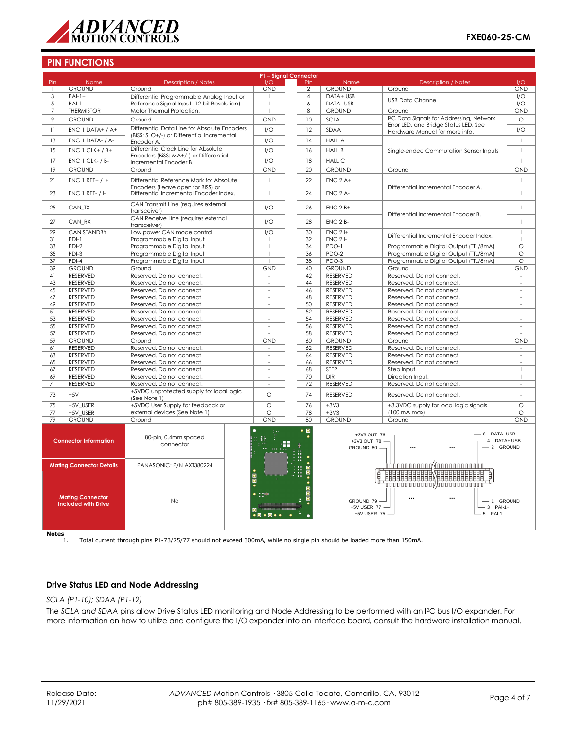## PIN FUNCTIONS

| P1 – Signal Connector | | | | | | | |
|---|---|---|---|---|---|---|---|
| Pin | Name | Description / Notes | I/O | Pin | Name | Description / Notes | I/O |
| 1 | GROUND | Ground | GND | 2 | GROUND | Ground | GND |
| 3 | PAI-1+ | Differential Programmable Analog Input or Reference Signal Input (12-bit Resolution) | I | 4 | DATA+ USB | USB Data Channel | I/O |
| 5 | PAI-1- | | I | 6 | DATA- USB | | I/O |
| 7 | THERMISTOR | Motor Thermal Protection. | I | 8 | GROUND | Ground | GND |
| 9 | GROUND | Ground | GND | 10 | SCLA | I²C Data Signals for Addressing, Network Error LED, and Bridge Status LED. See Hardware Manual for more info. | O |
| 11 | ENC 1 DATA+ / A+ | Differential Data Line for Absolute Encoders (BiSS: SLO+/-) or Differential Incremental Encoder A. | I/O | 12 | SDAA | | I/O |
| 13 | ENC 1 DATA- / A- | | I/O | 14 | HALL A | Single-ended Commutation Sensor Inputs | I |
| 15 | ENC 1 CLK+ / B+ | Differential Clock Line for Absolute Encoders (BiSS: MA+/-) or Differential Incremental Encoder B. | I/O | 16 | HALL B | | I |
| 17 | ENC 1 CLK- / B- | | I/O | 18 | HALL C | | I |
| 19 | GROUND | Ground | GND | 20 | GROUND | Ground | GND |
| 21 | ENC 1 REF+ / I+ | Differential Reference Mark for Absolute Encoders (Leave open for BiSS) or Differential Incremental Encoder Index. | I | 22 | ENC 2 A+ | Differential Incremental Encoder A. | I |
| 23 | ENC 1 REF- / I- | | I | 24 | ENC 2 A- | | I |
| 25 | CAN_TX | CAN Transmit Line (requires external transceiver) | I/O | 26 | ENC 2 B+ | Differential Incremental Encoder B. | I |
| 27 | CAN_RX | CAN Receive Line (requires external transceiver) | I/O | 28 | ENC 2 B- | | I |
| 29 | CAN STANDBY | Low power CAN mode control | I/O | 30 | ENC 2 I+ | Differential Incremental Encoder Index. | I |
| 31 | PDI-1 | Programmable Digital Input | I | 32 | ENC 2 I- | | I |
| 33 | PDI-2 | Programmable Digital Input | I | 34 | PDO-1 | Programmable Digital Output (TTL/8mA) | O |
| 35 | PDI-3 | Programmable Digital Input | I | 36 | PDO-2 | Programmable Digital Output (TTL/8mA) | O |
| 37 | PDI-4 | Programmable Digital Input | I | 38 | PDO-3 | Programmable Digital Output (TTL/8mA) | O |
| 39 | GROUND | Ground | GND | 40 | GROUND | Ground | GND |
| 41 | RESERVED | Reserved. Do not connect. | - | 42 | RESERVED | Reserved. Do not connect. | - |
| 43 | RESERVED | Reserved. Do not connect. | - | 44 | RESERVED | Reserved. Do not connect. | - |
| 45 | RESERVED | Reserved. Do not connect. | - | 46 | RESERVED | Reserved. Do not connect. | - |
| 47 | RESERVED | Reserved. Do not connect. | - | 48 | RESERVED | Reserved. Do not connect. | - |
| 49 | RESERVED | Reserved. Do not connect. | - | 50 | RESERVED | Reserved. Do not connect. | - |
| 51 | RESERVED | Reserved. Do not connect. | - | 52 | RESERVED | Reserved. Do not connect. | - |
| 53 | RESERVED | Reserved. Do not connect. | - | 54 | RESERVED | Reserved. Do not connect. | - |
| 55 | RESERVED | Reserved. Do not connect. | - | 56 | RESERVED | Reserved. Do not connect. | - |
| 57 | RESERVED | Reserved. Do not connect. | - | 58 | RESERVED | Reserved. Do not connect. | - |
| 59 | GROUND | Ground | GND | 60 | GROUND | Ground | GND |
| 61 | RESERVED | Reserved. Do not connect. | - | 62 | RESERVED | Reserved. Do not connect. | - |
| 63 | RESERVED | Reserved. Do not connect. | - | 64 | RESERVED | Reserved. Do not connect. | - |
| 65 | RESERVED | Reserved. Do not connect. | - | 66 | RESERVED | Reserved. Do not connect. | - |
| 67 | RESERVED | Reserved. Do not connect. | - | 68 | STEP | Step Input. | I |
| 69 | RESERVED | Reserved. Do not connect. | - | 70 | DIR | Direction Input. | I |
| 71 | RESERVED | Reserved. Do not connect. | - | 72 | RESERVED | Reserved. Do not connect. | - |
| 73 | +5V | +5VDC unprotected supply for local logic (See Note 1) | O | 74 | RESERVED | Reserved. Do not connect. | - |
| 75 | +5V_USER | +5VDC User Supply for feedback or external devices (See Note 1) | O | 76 | +3V3 | +3.3VDC supply for local logic signals (100 mA max) | O |
| 77 | +5V_USER | | O | 78 | +3V3 | | O |
| 79 | GROUND | Ground | GND | 80 | GROUND | Ground | GND |

| | |
|---|---|
| **Connector Information** | 80-pin, 0.4mm spaced connector |
| **Mating Connector Details** | PANASONIC: P/N AXT380224 |
| **Mating Connector Included with Drive** | No |

+3V3 OUT 76, +3V3 OUT 78, GROUND 80, 6 DATA- USB, 4 DATA+ USB, 2 GROUND, GROUND 79, +5V USER 77, +5V USER 75, 1 GROUND, 3 PAI-1+, 5 PAI-1-

**Notes**

1. Total current through pins P1-73/75/77 should not exceed 300mA, while no single pin should be loaded more than 150mA.

### Drive Status LED and Node Addressing

*SCLA (P1-10); SDAA (P1-12)*

The *SCLA and SDAA* pins allow Drive Status LED monitoring and Node Addressing to be performed with an I²C bus I/O expander. For more information on how to utilize and configure the I/O expander into an interface board, consult the hardware installation manual.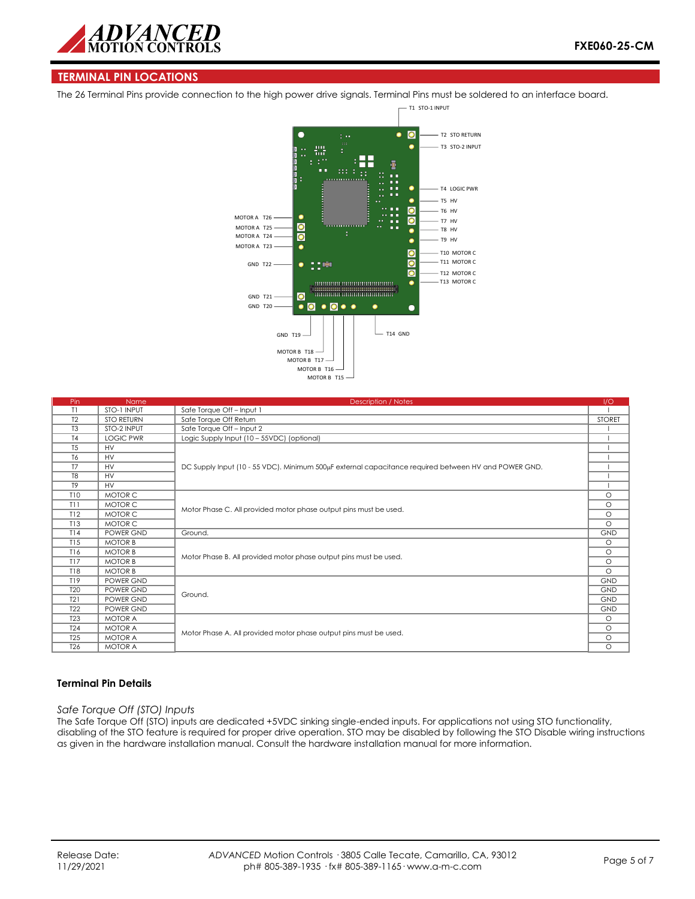## TERMINAL PIN LOCATIONS

The 26 Terminal Pins provide connection to the high power drive signals. Terminal Pins must be soldered to an interface board.

| Pin | Name | Description / Notes | I/O |
|---|---|---|---|
| T1 | STO-1 INPUT | Safe Torque Off – Input 1 | I |
| T2 | STO RETURN | Safe Torque Off Return | STORET |
| T3 | STO-2 INPUT | Safe Torque Off – Input 2 | I |
| T4 | LOGIC PWR | Logic Supply Input (10 – 55VDC) (optional) | I |
| T5 | HV | DC Supply Input (10 - 55 VDC). Minimum 500μF external capacitance required between HV and POWER GND. | I |
| T6 | HV | | I |
| T7 | HV | | I |
| T8 | HV | | I |
| T9 | HV | | I |
| T10 | MOTOR C | Motor Phase C. All provided motor phase output pins must be used. | O |
| T11 | MOTOR C | | O |
| T12 | MOTOR C | | O |
| T13 | MOTOR C | | O |
| T14 | POWER GND | Ground. | GND |
| T15 | MOTOR B | Motor Phase B. All provided motor phase output pins must be used. | O |
| T16 | MOTOR B | | O |
| T17 | MOTOR B | | O |
| T18 | MOTOR B | | O |
| T19 | POWER GND | Ground. | GND |
| T20 | POWER GND | | GND |
| T21 | POWER GND | | GND |
| T22 | POWER GND | | GND |
| T23 | MOTOR A | Motor Phase A. All provided motor phase output pins must be used. | O |
| T24 | MOTOR A | | O |
| T25 | MOTOR A | | O |
| T26 | MOTOR A | | O |

### Terminal Pin Details

*Safe Torque Off (STO) Inputs*

The Safe Torque Off (STO) inputs are dedicated +5VDC sinking single-ended inputs. For applications not using STO functionality, disabling of the STO feature is required for proper drive operation. STO may be disabled by following the STO Disable wiring instructions as given in the hardware installation manual. Consult the hardware installation manual for more information.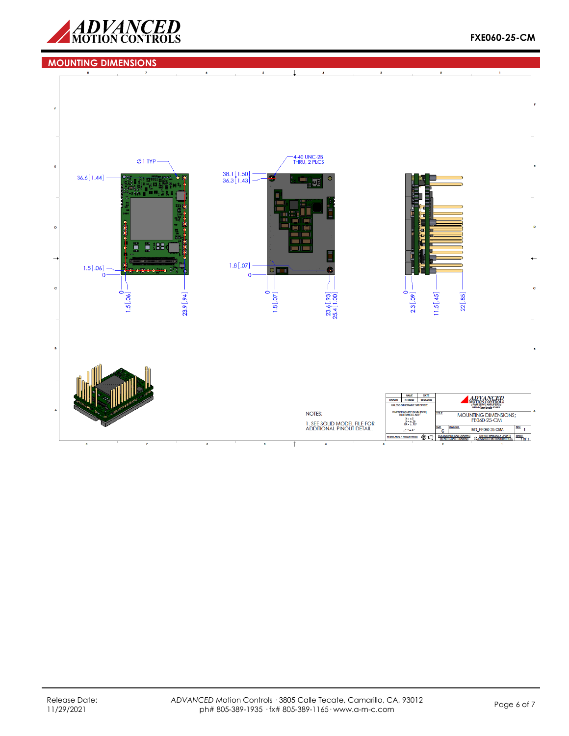## MOUNTING DIMENSIONS

⌀1 TYP

36.6 [1.44]

1.5 [.06]

0

0

1.5 [.06]

23.9 [.94]

4-40 UNC-2B
THRU, 2 PLCS

38.1 [1.50]
36.3 [1.43]

1.8 [.07]

0

0

1.8 [.07]

23.6 [.93]
25.4 [1.00]

0

2.3 [.09]

11.5 [.45]

22 [.85]

NOTES:

1. SEE SOLID MODEL FILE FOR ADDITIONAL PINOUT DETAIL.

| | NAME | DATE |
|---|---|---|
| DRAWN | P. HEAD | 05/26/2020 |

UNLESS OTHERWISE SPECIFIED:

DIMENSIONS ARE IN MM [INCH]
TOLERANCES ARE:
X = ±.5
.X = ±.25
.XX = ±.127
∠ = ±.5°

THIRD ANGLE PROJECTION

TITLE: MOUNTING DIMENSIONS; FE060-25-CM

SIZE: C | DWG NO. MD_FE060-25-CMA | REV 1

SOLIDWORKS CAD DRAWING — DO NOT SCALE DRAWING

DO NOT MANUALLY UPDATE — © ADVANCED MOTION CONTROLS

SHEET 1 OF 1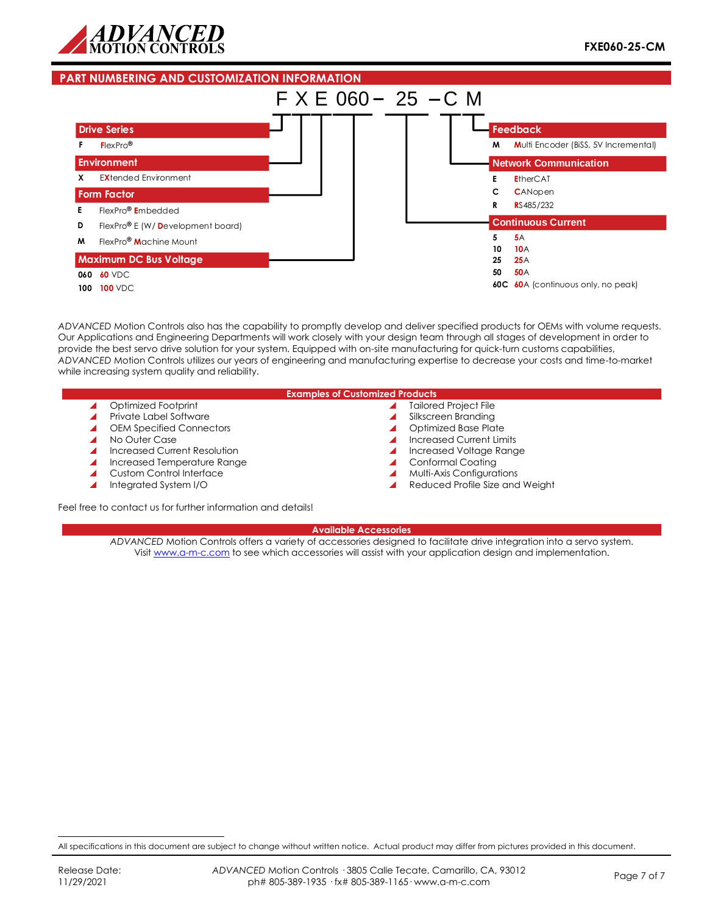## PART NUMBERING AND CUSTOMIZATION INFORMATION

F X E 060 – 25 – C M

**Drive Series**

| | |
|---|---|
| F | FlexPro® |

**Environment**

| | |
|---|---|
| X | EXtended Environment |

**Form Factor**

| | |
|---|---|
| E | FlexPro® Embedded |
| D | FlexPro® E (W/ Development board) |
| M | FlexPro® Machine Mount |

**Maximum DC Bus Voltage**

| | |
|---|---|
| 060 | 60 VDC |
| 100 | 100 VDC |

**Continuous Current**

| | |
|---|---|
| 5 | 5A |
| 10 | 10A |
| 25 | 25A |
| 50 | 50A |
| 60C | 60A (continuous only, no peak) |

**Network Communication**

| | |
|---|---|
| E | EtherCAT |
| C | CANopen |
| R | RS485/232 |

**Feedback**

| | |
|---|---|
| M | Multi Encoder (BiSS, 5V Incremental) |

*ADVANCED* Motion Controls also has the capability to promptly develop and deliver specified products for OEMs with volume requests. Our Applications and Engineering Departments will work closely with your design team through all stages of development in order to provide the best servo drive solution for your system. Equipped with on-site manufacturing for quick-turn customs capabilities, *ADVANCED* Motion Controls utilizes our years of engineering and manufacturing expertise to decrease your costs and time-to-market while increasing system quality and reliability.

### Examples of Customized Products

- Optimized Footprint
- Private Label Software
- OEM Specified Connectors
- No Outer Case
- Increased Current Resolution
- Increased Temperature Range
- Custom Control Interface
- Integrated System I/O
- Tailored Project File
- Silkscreen Branding
- Optimized Base Plate
- Increased Current Limits
- Increased Voltage Range
- Conformal Coating
- Multi-Axis Configurations
- Reduced Profile Size and Weight

Feel free to contact us for further information and details!

### Available Accessories

*ADVANCED* Motion Controls offers a variety of accessories designed to facilitate drive integration into a servo system. Visit www.a-m-c.com to see which accessories will assist with your application design and implementation.

All specifications in this document are subject to change without written notice. Actual product may differ from pictures provided in this document.